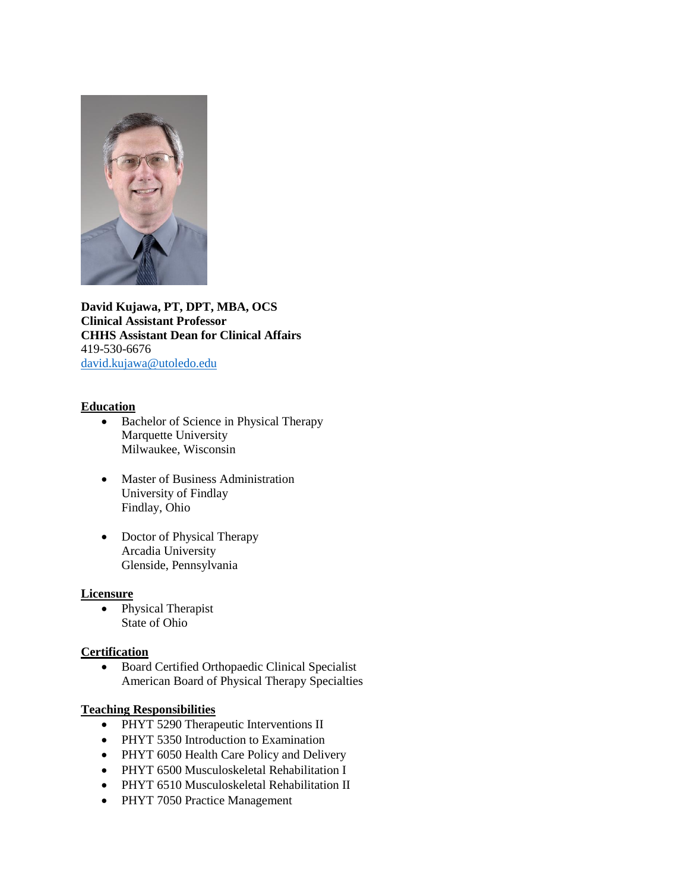**David Kujawa, PT, DPT, MBA, OCS**
**Clinical Assistant Professor**
**CHHS Assistant Dean for Clinical Affairs**
419-530-6676
[david.kujawa@utoledo.edu](mailto:david.kujawa@utoledo.edu)

## Education

- Bachelor of Science in Physical Therapy
  Marquette University
  Milwaukee, Wisconsin

- Master of Business Administration
  University of Findlay
  Findlay, Ohio

- Doctor of Physical Therapy
  Arcadia University
  Glenside, Pennsylvania

## Licensure

- Physical Therapist
  State of Ohio

## Certification

- Board Certified Orthopaedic Clinical Specialist
  American Board of Physical Therapy Specialties

## Teaching Responsibilities

- PHYT 5290 Therapeutic Interventions II
- PHYT 5350 Introduction to Examination
- PHYT 6050 Health Care Policy and Delivery
- PHYT 6500 Musculoskeletal Rehabilitation I
- PHYT 6510 Musculoskeletal Rehabilitation II
- PHYT 7050 Practice Management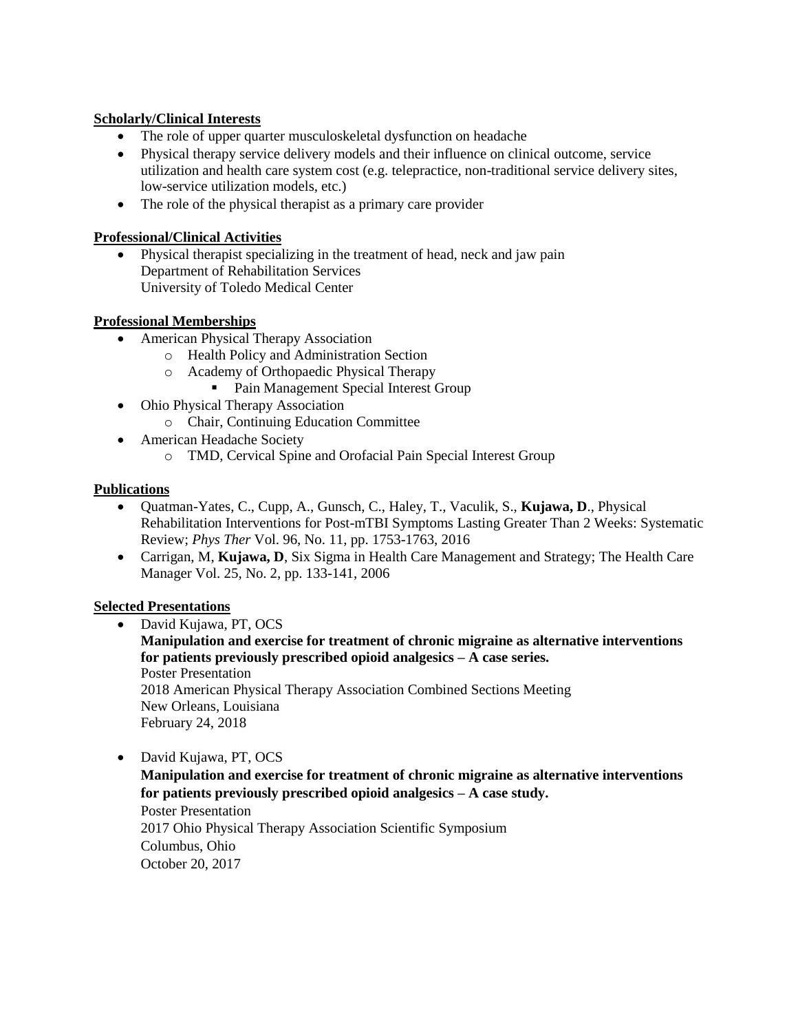**Scholarly/Clinical Interests**

- The role of upper quarter musculoskeletal dysfunction on headache
- Physical therapy service delivery models and their influence on clinical outcome, service utilization and health care system cost (e.g. telepractice, non-traditional service delivery sites, low-service utilization models, etc.)
- The role of the physical therapist as a primary care provider

**Professional/Clinical Activities**

- Physical therapist specializing in the treatment of head, neck and jaw pain
  Department of Rehabilitation Services
  University of Toledo Medical Center

**Professional Memberships**

- American Physical Therapy Association
  - Health Policy and Administration Section
  - Academy of Orthopaedic Physical Therapy
    - Pain Management Special Interest Group
- Ohio Physical Therapy Association
  - Chair, Continuing Education Committee
- American Headache Society
  - TMD, Cervical Spine and Orofacial Pain Special Interest Group

**Publications**

- Quatman-Yates, C., Cupp, A., Gunsch, C., Haley, T., Vaculik, S., **Kujawa, D**., Physical Rehabilitation Interventions for Post-mTBI Symptoms Lasting Greater Than 2 Weeks: Systematic Review; *Phys Ther* Vol. 96, No. 11, pp. 1753-1763, 2016
- Carrigan, M, **Kujawa, D**, Six Sigma in Health Care Management and Strategy; The Health Care Manager Vol. 25, No. 2, pp. 133-141, 2006

**Selected Presentations**

- David Kujawa, PT, OCS
  **Manipulation and exercise for treatment of chronic migraine as alternative interventions for patients previously prescribed opioid analgesics – A case series.**
  Poster Presentation
  2018 American Physical Therapy Association Combined Sections Meeting
  New Orleans, Louisiana
  February 24, 2018

- David Kujawa, PT, OCS
  **Manipulation and exercise for treatment of chronic migraine as alternative interventions for patients previously prescribed opioid analgesics – A case study.**
  Poster Presentation
  2017 Ohio Physical Therapy Association Scientific Symposium
  Columbus, Ohio
  October 20, 2017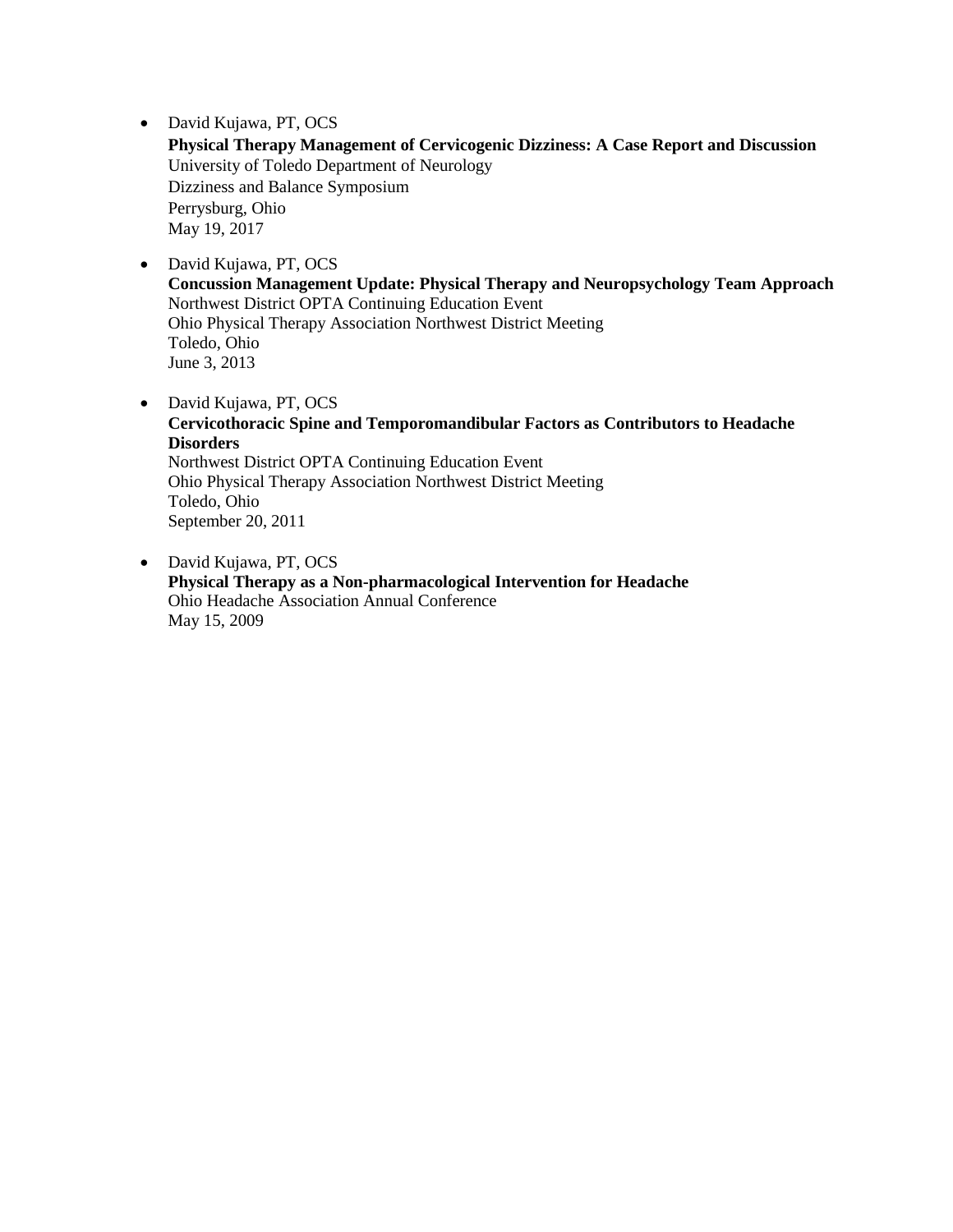- David Kujawa, PT, OCS
  **Physical Therapy Management of Cervicogenic Dizziness: A Case Report and Discussion**
  University of Toledo Department of Neurology
  Dizziness and Balance Symposium
  Perrysburg, Ohio
  May 19, 2017

- David Kujawa, PT, OCS
  **Concussion Management Update: Physical Therapy and Neuropsychology Team Approach**
  Northwest District OPTA Continuing Education Event
  Ohio Physical Therapy Association Northwest District Meeting
  Toledo, Ohio
  June 3, 2013

- David Kujawa, PT, OCS
  **Cervicothoracic Spine and Temporomandibular Factors as Contributors to Headache Disorders**
  Northwest District OPTA Continuing Education Event
  Ohio Physical Therapy Association Northwest District Meeting
  Toledo, Ohio
  September 20, 2011

- David Kujawa, PT, OCS
  **Physical Therapy as a Non-pharmacological Intervention for Headache**
  Ohio Headache Association Annual Conference
  May 15, 2009